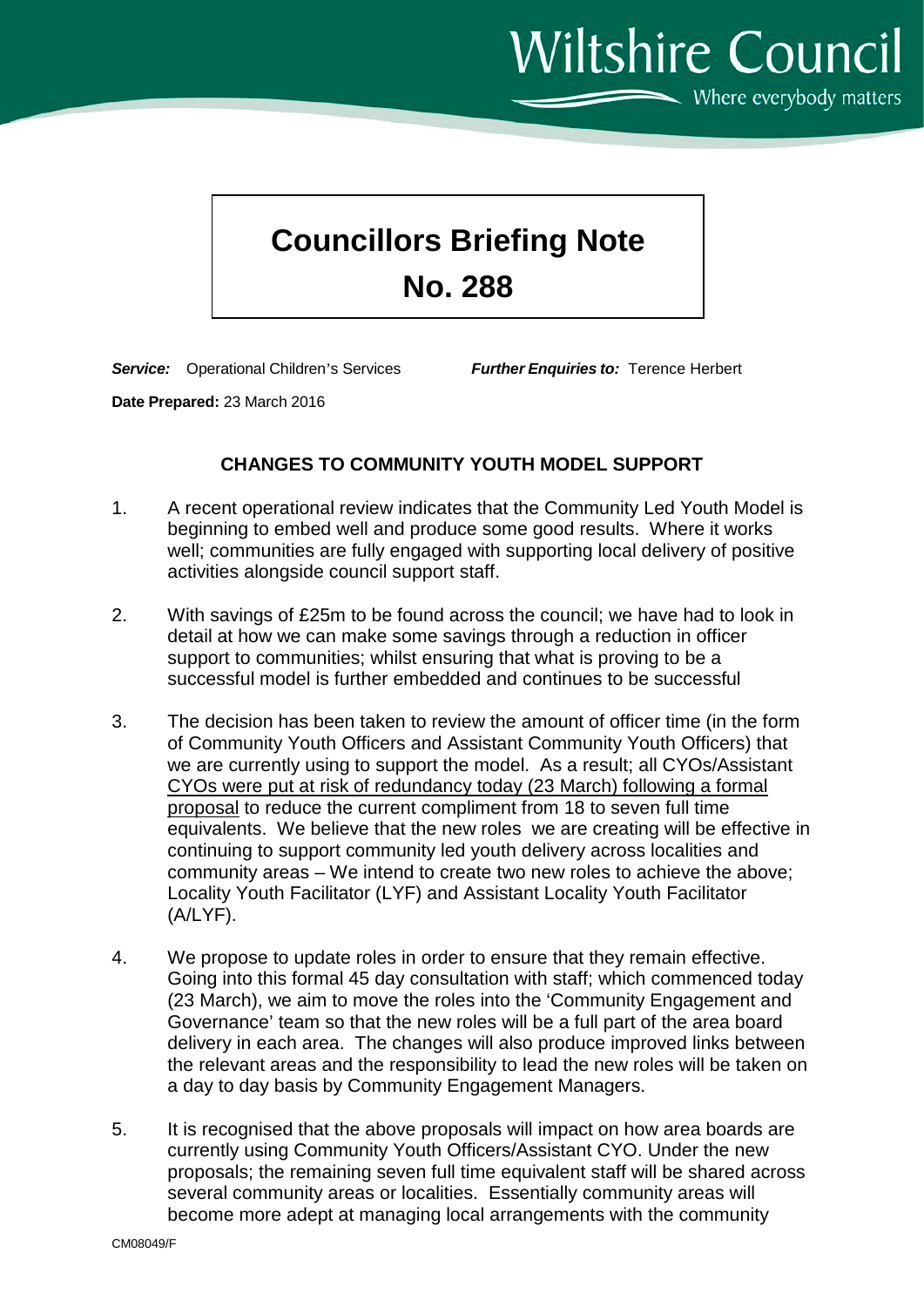# Councillors Briefing Note

# No. 288

***Service:*** Operational Children's Services ***Further Enquiries to:*** Terence Herbert

**Date Prepared:** 23 March 2016

## CHANGES TO COMMUNITY YOUTH MODEL SUPPORT

1. A recent operational review indicates that the Community Led Youth Model is beginning to embed well and produce some good results. Where it works well; communities are fully engaged with supporting local delivery of positive activities alongside council support staff.

2. With savings of £25m to be found across the council; we have had to look in detail at how we can make some savings through a reduction in officer support to communities; whilst ensuring that what is proving to be a successful model is further embedded and continues to be successful

3. The decision has been taken to review the amount of officer time (in the form of Community Youth Officers and Assistant Community Youth Officers) that we are currently using to support the model. As a result; all CYOs/Assistant <u>CYOs were put at risk of redundancy today (23 March) following a formal proposal</u> to reduce the current compliment from 18 to seven full time equivalents. We believe that the new roles we are creating will be effective in continuing to support community led youth delivery across localities and community areas – We intend to create two new roles to achieve the above; Locality Youth Facilitator (LYF) and Assistant Locality Youth Facilitator (A/LYF).

4. We propose to update roles in order to ensure that they remain effective. Going into this formal 45 day consultation with staff; which commenced today (23 March), we aim to move the roles into the 'Community Engagement and Governance' team so that the new roles will be a full part of the area board delivery in each area. The changes will also produce improved links between the relevant areas and the responsibility to lead the new roles will be taken on a day to day basis by Community Engagement Managers.

5. It is recognised that the above proposals will impact on how area boards are currently using Community Youth Officers/Assistant CYO. Under the new proposals; the remaining seven full time equivalent staff will be shared across several community areas or localities. Essentially community areas will become more adept at managing local arrangements with the community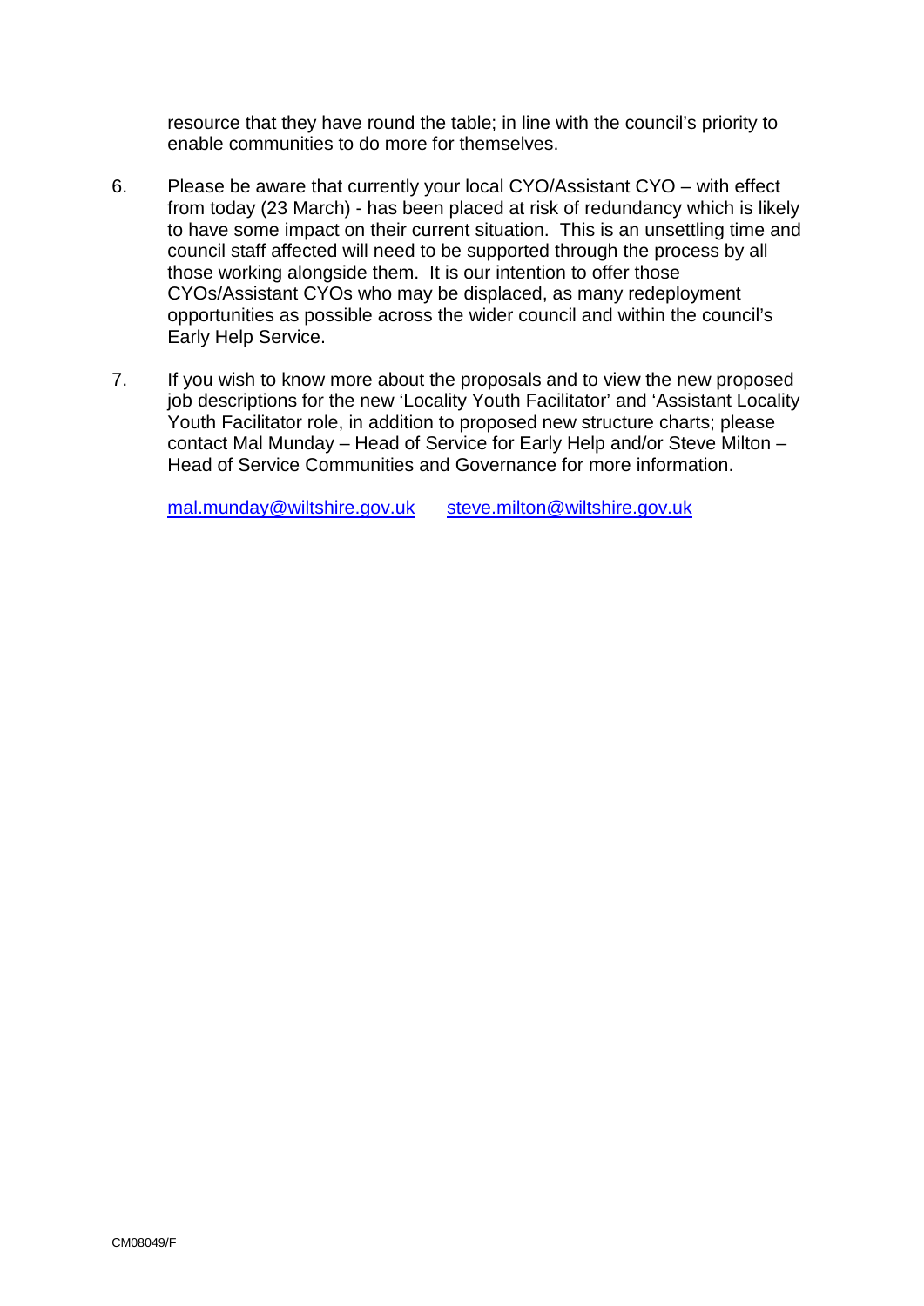resource that they have round the table; in line with the council's priority to enable communities to do more for themselves.

6. Please be aware that currently your local CYO/Assistant CYO – with effect from today (23 March) - has been placed at risk of redundancy which is likely to have some impact on their current situation. This is an unsettling time and council staff affected will need to be supported through the process by all those working alongside them. It is our intention to offer those CYOs/Assistant CYOs who may be displaced, as many redeployment opportunities as possible across the wider council and within the council's Early Help Service.

7. If you wish to know more about the proposals and to view the new proposed job descriptions for the new 'Locality Youth Facilitator' and 'Assistant Locality Youth Facilitator role, in addition to proposed new structure charts; please contact Mal Munday – Head of Service for Early Help and/or Steve Milton – Head of Service Communities and Governance for more information.

   mal.munday@wiltshire.gov.uk    steve.milton@wiltshire.gov.uk

CM08049/F